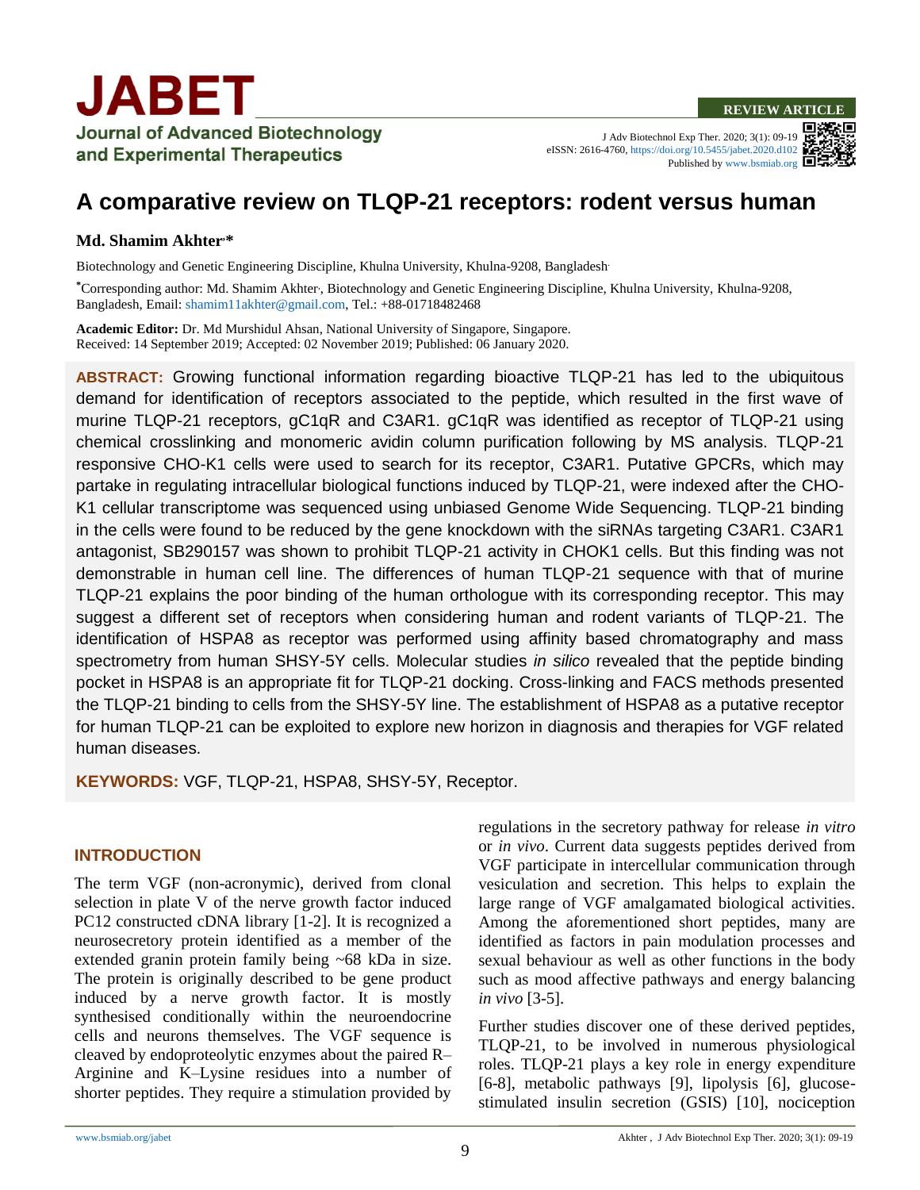**REVIEW ARTICLE**

J Adv Biotechnol Exp Ther. 2020; 3(1): 09-19
eISSN: 2616-4760, https://doi.org/10.5455/jabet.2020.d102
Published by www.bsmiab.org

# A comparative review on TLQP-21 receptors: rodent versus human

**Md. Shamim Akhter*\***

Biotechnology and Genetic Engineering Discipline, Khulna University, Khulna-9208, Bangladesh

*Corresponding author: Md. Shamim Akhter, Biotechnology and Genetic Engineering Discipline, Khulna University, Khulna-9208, Bangladesh, Email: shamim11akhter@gmail.com, Tel.: +88-01718482468

**Academic Editor:** Dr. Md Murshidul Ahsan, National University of Singapore, Singapore.
Received: 14 September 2019; Accepted: 02 November 2019; Published: 06 January 2020.

**ABSTRACT:** Growing functional information regarding bioactive TLQP-21 has led to the ubiquitous demand for identification of receptors associated to the peptide, which resulted in the first wave of murine TLQP-21 receptors, gC1qR and C3AR1. gC1qR was identified as receptor of TLQP-21 using chemical crosslinking and monomeric avidin column purification following by MS analysis. TLQP-21 responsive CHO-K1 cells were used to search for its receptor, C3AR1. Putative GPCRs, which may partake in regulating intracellular biological functions induced by TLQP-21, were indexed after the CHO-K1 cellular transcriptome was sequenced using unbiased Genome Wide Sequencing. TLQP-21 binding in the cells were found to be reduced by the gene knockdown with the siRNAs targeting C3AR1. C3AR1 antagonist, SB290157 was shown to prohibit TLQP-21 activity in CHOK1 cells. But this finding was not demonstrable in human cell line. The differences of human TLQP-21 sequence with that of murine TLQP-21 explains the poor binding of the human orthologue with its corresponding receptor. This may suggest a different set of receptors when considering human and rodent variants of TLQP-21. The identification of HSPA8 as receptor was performed using affinity based chromatography and mass spectrometry from human SHSY-5Y cells. Molecular studies *in silico* revealed that the peptide binding pocket in HSPA8 is an appropriate fit for TLQP-21 docking. Cross-linking and FACS methods presented the TLQP-21 binding to cells from the SHSY-5Y line. The establishment of HSPA8 as a putative receptor for human TLQP-21 can be exploited to explore new horizon in diagnosis and therapies for VGF related human diseases.

**KEYWORDS:** VGF, TLQP-21, HSPA8, SHSY-5Y, Receptor.

## INTRODUCTION

The term VGF (non-acronymic), derived from clonal selection in plate V of the nerve growth factor induced PC12 constructed cDNA library [1-2]. It is recognized a neurosecretory protein identified as a member of the extended granin protein family being ~68 kDa in size. The protein is originally described to be gene product induced by a nerve growth factor. It is mostly synthesised conditionally within the neuroendocrine cells and neurons themselves. The VGF sequence is cleaved by endoproteolytic enzymes about the paired R–Arginine and K–Lysine residues into a number of shorter peptides. They require a stimulation provided by regulations in the secretory pathway for release *in vitro* or *in vivo*. Current data suggests peptides derived from VGF participate in intercellular communication through vesiculation and secretion. This helps to explain the large range of VGF amalgamated biological activities. Among the aforementioned short peptides, many are identified as factors in pain modulation processes and sexual behaviour as well as other functions in the body such as mood affective pathways and energy balancing *in vivo* [3-5].

Further studies discover one of these derived peptides, TLQP-21, to be involved in numerous physiological roles. TLQP-21 plays a key role in energy expenditure [6-8], metabolic pathways [9], lipolysis [6], glucose-stimulated insulin secretion (GSIS) [10], nociception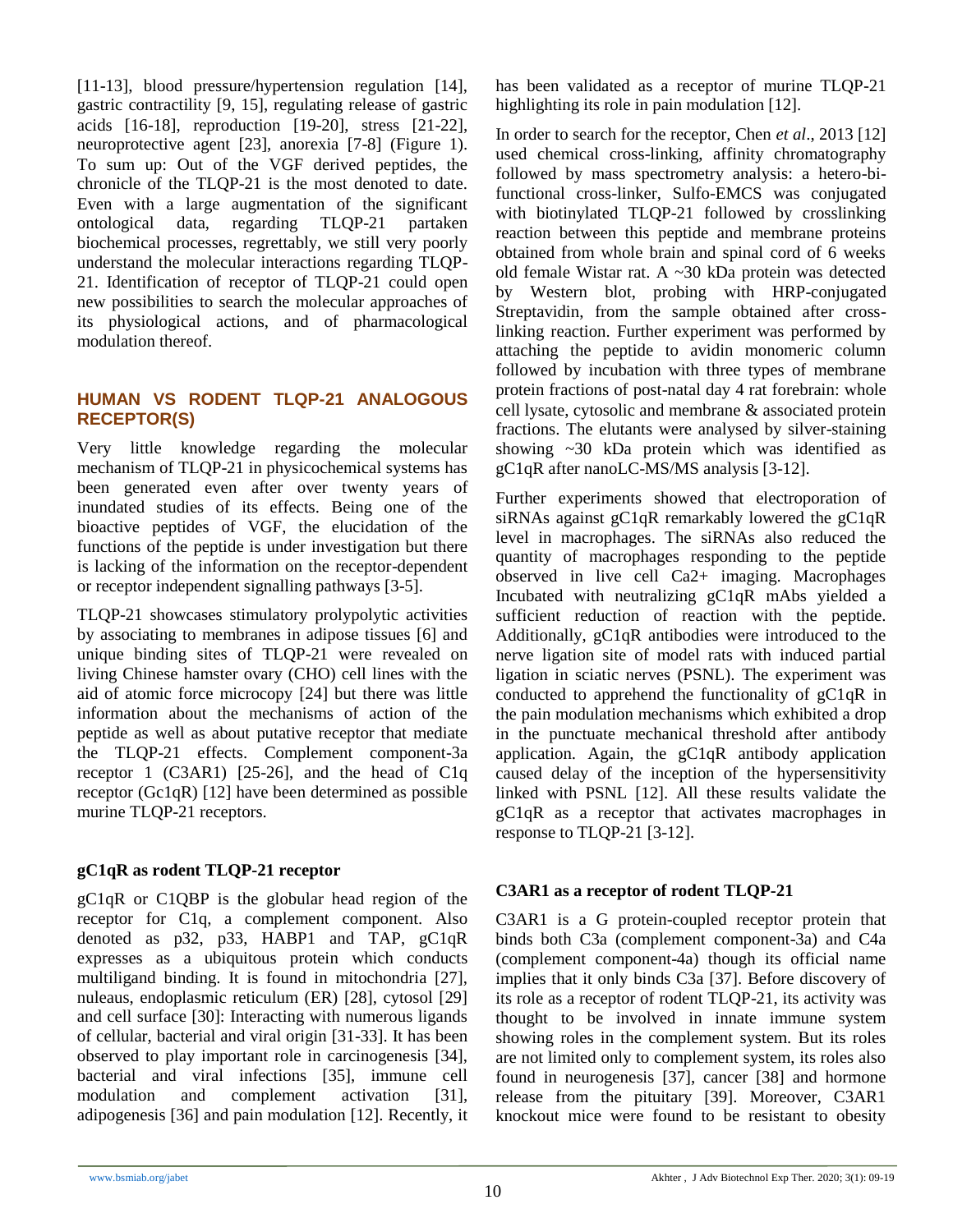[11-13], blood pressure/hypertension regulation [14], gastric contractility [9, 15], regulating release of gastric acids [16-18], reproduction [19-20], stress [21-22], neuroprotective agent [23], anorexia [7-8] (Figure 1). To sum up: Out of the VGF derived peptides, the chronicle of the TLQP-21 is the most denoted to date. Even with a large augmentation of the significant ontological data, regarding TLQP-21 partaken biochemical processes, regrettably, we still very poorly understand the molecular interactions regarding TLQP-21. Identification of receptor of TLQP-21 could open new possibilities to search the molecular approaches of its physiological actions, and of pharmacological modulation thereof.

## HUMAN VS RODENT TLQP-21 ANALOGOUS RECEPTOR(S)

Very little knowledge regarding the molecular mechanism of TLQP-21 in physicochemical systems has been generated even after over twenty years of inundated studies of its effects. Being one of the bioactive peptides of VGF, the elucidation of the functions of the peptide is under investigation but there is lacking of the information on the receptor-dependent or receptor independent signalling pathways [3-5].

TLQP-21 showcases stimulatory prolypolytic activities by associating to membranes in adipose tissues [6] and unique binding sites of TLQP-21 were revealed on living Chinese hamster ovary (CHO) cell lines with the aid of atomic force microcopy [24] but there was little information about the mechanisms of action of the peptide as well as about putative receptor that mediate the TLQP-21 effects. Complement component-3a receptor 1 (C3AR1) [25-26], and the head of C1q receptor (Gc1qR) [12] have been determined as possible murine TLQP-21 receptors.

### gC1qR as rodent TLQP-21 receptor

gC1qR or C1QBP is the globular head region of the receptor for C1q, a complement component. Also denoted as p32, p33, HABP1 and TAP, gC1qR expresses as a ubiquitous protein which conducts multiligand binding. It is found in mitochondria [27], nuleaus, endoplasmic reticulum (ER) [28], cytosol [29] and cell surface [30]: Interacting with numerous ligands of cellular, bacterial and viral origin [31-33]. It has been observed to play important role in carcinogenesis [34], bacterial and viral infections [35], immune cell modulation and complement activation [31], adipogenesis [36] and pain modulation [12]. Recently, it has been validated as a receptor of murine TLQP-21 highlighting its role in pain modulation [12].

In order to search for the receptor, Chen *et al*., 2013 [12] used chemical cross-linking, affinity chromatography followed by mass spectrometry analysis: a hetero-bi-functional cross-linker, Sulfo-EMCS was conjugated with biotinylated TLQP-21 followed by crosslinking reaction between this peptide and membrane proteins obtained from whole brain and spinal cord of 6 weeks old female Wistar rat. A ~30 kDa protein was detected by Western blot, probing with HRP-conjugated Streptavidin, from the sample obtained after cross-linking reaction. Further experiment was performed by attaching the peptide to avidin monomeric column followed by incubation with three types of membrane protein fractions of post-natal day 4 rat forebrain: whole cell lysate, cytosolic and membrane & associated protein fractions. The elutants were analysed by silver-staining showing ~30 kDa protein which was identified as gC1qR after nanoLC-MS/MS analysis [3-12].

Further experiments showed that electroporation of siRNAs against gC1qR remarkably lowered the gC1qR level in macrophages. The siRNAs also reduced the quantity of macrophages responding to the peptide observed in live cell $Ca^{2+}$ imaging. Macrophages Incubated with neutralizing gC1qR mAbs yielded a sufficient reduction of reaction with the peptide. Additionally, gC1qR antibodies were introduced to the nerve ligation site of model rats with induced partial ligation in sciatic nerves (PSNL). The experiment was conducted to apprehend the functionality of gC1qR in the pain modulation mechanisms which exhibited a drop in the punctuate mechanical threshold after antibody application. Again, the gC1qR antibody application caused delay of the inception of the hypersensitivity linked with PSNL [12]. All these results validate the gC1qR as a receptor that activates macrophages in response to TLQP-21 [3-12].

### C3AR1 as a receptor of rodent TLQP-21

C3AR1 is a G protein-coupled receptor protein that binds both C3a (complement component-3a) and C4a (complement component-4a) though its official name implies that it only binds C3a [37]. Before discovery of its role as a receptor of rodent TLQP-21, its activity was thought to be involved in innate immune system showing roles in the complement system. But its roles are not limited only to complement system, its roles also found in neurogenesis [37], cancer [38] and hormone release from the pituitary [39]. Moreover, C3AR1 knockout mice were found to be resistant to obesity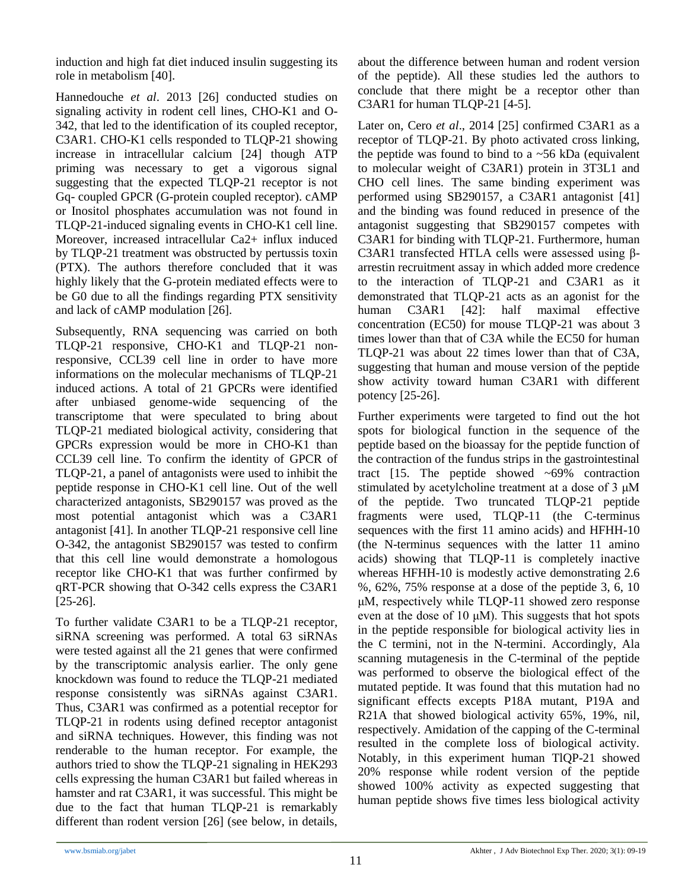induction and high fat diet induced insulin suggesting its role in metabolism [40].

Hannedouche *et al*. 2013 [26] conducted studies on signaling activity in rodent cell lines, CHO-K1 and O-342, that led to the identification of its coupled receptor, C3AR1. CHO-K1 cells responded to TLQP-21 showing increase in intracellular calcium [24] though ATP priming was necessary to get a vigorous signal suggesting that the expected TLQP-21 receptor is not Gq- coupled GPCR (G-protein coupled receptor). cAMP or Inositol phosphates accumulation was not found in TLQP-21-induced signaling events in CHO-K1 cell line. Moreover, increased intracellular Ca2+ influx induced by TLQP-21 treatment was obstructed by pertussis toxin (PTX). The authors therefore concluded that it was highly likely that the G-protein mediated effects were to be G0 due to all the findings regarding PTX sensitivity and lack of cAMP modulation [26].

Subsequently, RNA sequencing was carried on both TLQP-21 responsive, CHO-K1 and TLQP-21 non-responsive, CCL39 cell line in order to have more informations on the molecular mechanisms of TLQP-21 induced actions. A total of 21 GPCRs were identified after unbiased genome-wide sequencing of the transcriptome that were speculated to bring about TLQP-21 mediated biological activity, considering that GPCRs expression would be more in CHO-K1 than CCL39 cell line. To confirm the identity of GPCR of TLQP-21, a panel of antagonists were used to inhibit the peptide response in CHO-K1 cell line. Out of the well characterized antagonists, SB290157 was proved as the most potential antagonist which was a C3AR1 antagonist [41]. In another TLQP-21 responsive cell line O-342, the antagonist SB290157 was tested to confirm that this cell line would demonstrate a homologous receptor like CHO-K1 that was further confirmed by qRT-PCR showing that O-342 cells express the C3AR1 [25-26].

To further validate C3AR1 to be a TLQP-21 receptor, siRNA screening was performed. A total 63 siRNAs were tested against all the 21 genes that were confirmed by the transcriptomic analysis earlier. The only gene knockdown was found to reduce the TLQP-21 mediated response consistently was siRNAs against C3AR1. Thus, C3AR1 was confirmed as a potential receptor for TLQP-21 in rodents using defined receptor antagonist and siRNA techniques. However, this finding was not renderable to the human receptor. For example, the authors tried to show the TLQP-21 signaling in HEK293 cells expressing the human C3AR1 but failed whereas in hamster and rat C3AR1, it was successful. This might be due to the fact that human TLQP-21 is remarkably different than rodent version [26] (see below, in details, about the difference between human and rodent version of the peptide). All these studies led the authors to conclude that there might be a receptor other than C3AR1 for human TLQP-21 [4-5].

Later on, Cero *et al*., 2014 [25] confirmed C3AR1 as a receptor of TLQP-21. By photo activated cross linking, the peptide was found to bind to a ~56 kDa (equivalent to molecular weight of C3AR1) protein in 3T3L1 and CHO cell lines. The same binding experiment was performed using SB290157, a C3AR1 antagonist [41] and the binding was found reduced in presence of the antagonist suggesting that SB290157 competes with C3AR1 for binding with TLQP-21. Furthermore, human C3AR1 transfected HTLA cells were assessed using β-arrestin recruitment assay in which added more credence to the interaction of TLQP-21 and C3AR1 as it demonstrated that TLQP-21 acts as an agonist for the human C3AR1 [42]: half maximal effective concentration (EC50) for mouse TLQP-21 was about 3 times lower than that of C3A while the EC50 for human TLQP-21 was about 22 times lower than that of C3A, suggesting that human and mouse version of the peptide show activity toward human C3AR1 with different potency [25-26].

Further experiments were targeted to find out the hot spots for biological function in the sequence of the peptide based on the bioassay for the peptide function of the contraction of the fundus strips in the gastrointestinal tract [15. The peptide showed ~69% contraction stimulated by acetylcholine treatment at a dose of 3 μM of the peptide. Two truncated TLQP-21 peptide fragments were used, TLQP-11 (the C-terminus sequences with the first 11 amino acids) and HFHH-10 (the N-terminus sequences with the latter 11 amino acids) showing that TLQP-11 is completely inactive whereas HFHH-10 is modestly active demonstrating 2.6 %, 62%, 75% response at a dose of the peptide 3, 6, 10 μM, respectively while TLQP-11 showed zero response even at the dose of 10 μM). This suggests that hot spots in the peptide responsible for biological activity lies in the C termini, not in the N-termini. Accordingly, Ala scanning mutagenesis in the C-terminal of the peptide was performed to observe the biological effect of the mutated peptide. It was found that this mutation had no significant effects excepts P18A mutant, P19A and R21A that showed biological activity 65%, 19%, nil, respectively. Amidation of the capping of the C-terminal resulted in the complete loss of biological activity. Notably, in this experiment human TlQP-21 showed 20% response while rodent version of the peptide showed 100% activity as expected suggesting that human peptide shows five times less biological activity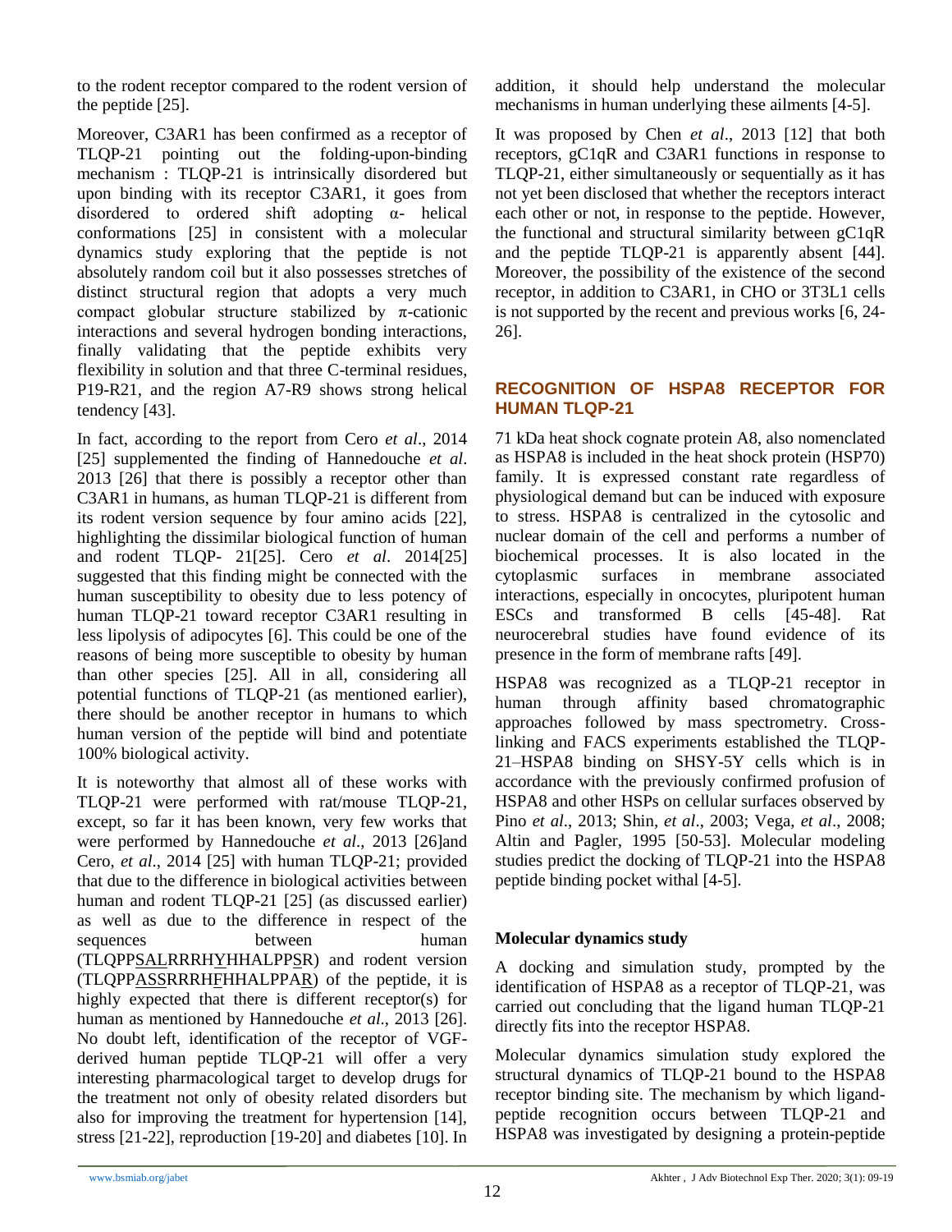to the rodent receptor compared to the rodent version of the peptide [25].

Moreover, C3AR1 has been confirmed as a receptor of TLQP-21 pointing out the folding-upon-binding mechanism : TLQP-21 is intrinsically disordered but upon binding with its receptor C3AR1, it goes from disordered to ordered shift adopting α- helical conformations [25] in consistent with a molecular dynamics study exploring that the peptide is not absolutely random coil but it also possesses stretches of distinct structural region that adopts a very much compact globular structure stabilized by π-cationic interactions and several hydrogen bonding interactions, finally validating that the peptide exhibits very flexibility in solution and that three C-terminal residues, P19-R21, and the region A7-R9 shows strong helical tendency [43].

In fact, according to the report from Cero *et al*., 2014 [25] supplemented the finding of Hannedouche *et al*. 2013 [26] that there is possibly a receptor other than C3AR1 in humans, as human TLQP-21 is different from its rodent version sequence by four amino acids [22], highlighting the dissimilar biological function of human and rodent TLQP- 21[25]. Cero *et al*. 2014[25] suggested that this finding might be connected with the human susceptibility to obesity due to less potency of human TLQP-21 toward receptor C3AR1 resulting in less lipolysis of adipocytes [6]. This could be one of the reasons of being more susceptible to obesity by human than other species [25]. All in all, considering all potential functions of TLQP-21 (as mentioned earlier), there should be another receptor in humans to which human version of the peptide will bind and potentiate 100% biological activity.

It is noteworthy that almost all of these works with TLQP-21 were performed with rat/mouse TLQP-21, except, so far it has been known, very few works that were performed by Hannedouche *et al*., 2013 [26]and Cero, *et al*., 2014 [25] with human TLQP-21; provided that due to the difference in biological activities between human and rodent TLQP-21 [25] (as discussed earlier) as well as due to the difference in respect of the sequences between human (TLQPPSALRRRHYHHALPPSR) and rodent version (TLQPPASSRRRHFHHALPPAR) of the peptide, it is highly expected that there is different receptor(s) for human as mentioned by Hannedouche *et al*., 2013 [26]. No doubt left, identification of the receptor of VGF-derived human peptide TLQP-21 will offer a very interesting pharmacological target to develop drugs for the treatment not only of obesity related disorders but also for improving the treatment for hypertension [14], stress [21-22], reproduction [19-20] and diabetes [10]. In addition, it should help understand the molecular mechanisms in human underlying these ailments [4-5].

It was proposed by Chen *et al*., 2013 [12] that both receptors, gC1qR and C3AR1 functions in response to TLQP-21, either simultaneously or sequentially as it has not yet been disclosed that whether the receptors interact each other or not, in response to the peptide. However, the functional and structural similarity between gC1qR and the peptide TLQP-21 is apparently absent [44]. Moreover, the possibility of the existence of the second receptor, in addition to C3AR1, in CHO or 3T3L1 cells is not supported by the recent and previous works [6, 24-26].

## RECOGNITION OF HSPA8 RECEPTOR FOR HUMAN TLQP-21

71 kDa heat shock cognate protein A8, also nomenclated as HSPA8 is included in the heat shock protein (HSP70) family. It is expressed constant rate regardless of physiological demand but can be induced with exposure to stress. HSPA8 is centralized in the cytosolic and nuclear domain of the cell and performs a number of biochemical processes. It is also located in the cytoplasmic surfaces in membrane associated interactions, especially in oncocytes, pluripotent human ESCs and transformed B cells [45-48]. Rat neurocerebral studies have found evidence of its presence in the form of membrane rafts [49].

HSPA8 was recognized as a TLQP-21 receptor in human through affinity based chromatographic approaches followed by mass spectrometry. Cross-linking and FACS experiments established the TLQP-21–HSPA8 binding on SHSY-5Y cells which is in accordance with the previously confirmed profusion of HSPA8 and other HSPs on cellular surfaces observed by Pino *et al*., 2013; Shin, *et al*., 2003; Vega, *et al*., 2008; Altin and Pagler, 1995 [50-53]. Molecular modeling studies predict the docking of TLQP-21 into the HSPA8 peptide binding pocket withal [4-5].

### Molecular dynamics study

A docking and simulation study, prompted by the identification of HSPA8 as a receptor of TLQP-21, was carried out concluding that the ligand human TLQP-21 directly fits into the receptor HSPA8.

Molecular dynamics simulation study explored the structural dynamics of TLQP-21 bound to the HSPA8 receptor binding site. The mechanism by which ligand-peptide recognition occurs between TLQP-21 and HSPA8 was investigated by designing a protein-peptide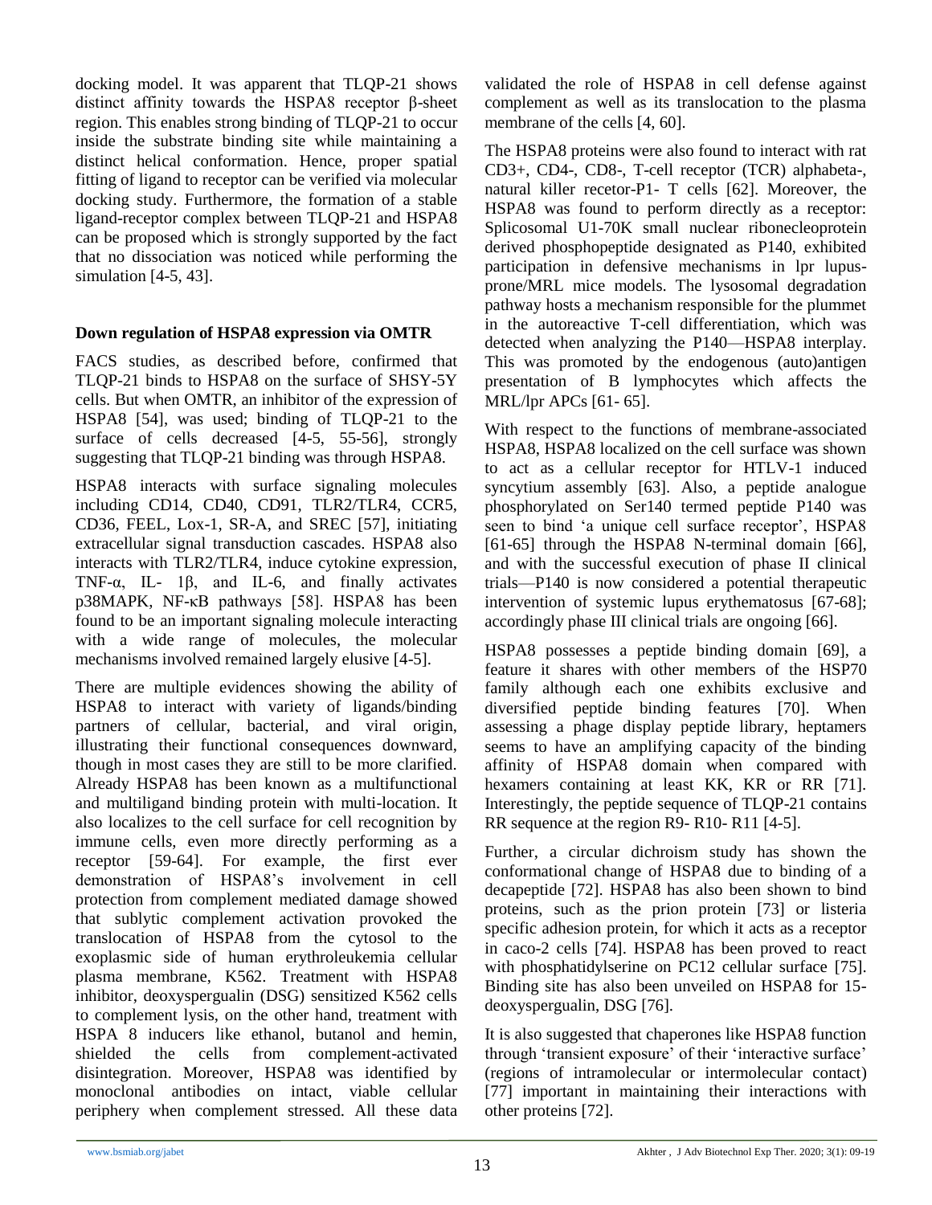docking model. It was apparent that TLQP-21 shows distinct affinity towards the HSPA8 receptor β-sheet region. This enables strong binding of TLQP-21 to occur inside the substrate binding site while maintaining a distinct helical conformation. Hence, proper spatial fitting of ligand to receptor can be verified via molecular docking study. Furthermore, the formation of a stable ligand-receptor complex between TLQP-21 and HSPA8 can be proposed which is strongly supported by the fact that no dissociation was noticed while performing the simulation [4-5, 43].

**Down regulation of HSPA8 expression via OMTR**

FACS studies, as described before, confirmed that TLQP-21 binds to HSPA8 on the surface of SHSY-5Y cells. But when OMTR, an inhibitor of the expression of HSPA8 [54], was used; binding of TLQP-21 to the surface of cells decreased [4-5, 55-56], strongly suggesting that TLQP-21 binding was through HSPA8.

HSPA8 interacts with surface signaling molecules including CD14, CD40, CD91, TLR2/TLR4, CCR5, CD36, FEEL, Lox-1, SR-A, and SREC [57], initiating extracellular signal transduction cascades. HSPA8 also interacts with TLR2/TLR4, induce cytokine expression, TNF-α, IL- 1β, and IL-6, and finally activates p38MAPK, NF-κB pathways [58]. HSPA8 has been found to be an important signaling molecule interacting with a wide range of molecules, the molecular mechanisms involved remained largely elusive [4-5].

There are multiple evidences showing the ability of HSPA8 to interact with variety of ligands/binding partners of cellular, bacterial, and viral origin, illustrating their functional consequences downward, though in most cases they are still to be more clarified. Already HSPA8 has been known as a multifunctional and multiligand binding protein with multi-location. It also localizes to the cell surface for cell recognition by immune cells, even more directly performing as a receptor [59-64]. For example, the first ever demonstration of HSPA8's involvement in cell protection from complement mediated damage showed that sublytic complement activation provoked the translocation of HSPA8 from the cytosol to the exoplasmic side of human erythroleukemia cellular plasma membrane, K562. Treatment with HSPA8 inhibitor, deoxyspergualin (DSG) sensitized K562 cells to complement lysis, on the other hand, treatment with HSPA 8 inducers like ethanol, butanol and hemin, shielded the cells from complement-activated disintegration. Moreover, HSPA8 was identified by monoclonal antibodies on intact, viable cellular periphery when complement stressed. All these data validated the role of HSPA8 in cell defense against complement as well as its translocation to the plasma membrane of the cells [4, 60].

The HSPA8 proteins were also found to interact with rat CD3+, CD4-, CD8-, T-cell receptor (TCR) alphabeta-, natural killer recetor-P1- T cells [62]. Moreover, the HSPA8 was found to perform directly as a receptor: Splicosomal U1-70K small nuclear ribonecleoprotein derived phosphopeptide designated as P140, exhibited participation in defensive mechanisms in lpr lupus-prone/MRL mice models. The lysosomal degradation pathway hosts a mechanism responsible for the plummet in the autoreactive T-cell differentiation, which was detected when analyzing the P140—HSPA8 interplay. This was promoted by the endogenous (auto)antigen presentation of B lymphocytes which affects the MRL/lpr APCs [61- 65].

With respect to the functions of membrane-associated HSPA8, HSPA8 localized on the cell surface was shown to act as a cellular receptor for HTLV-1 induced syncytium assembly [63]. Also, a peptide analogue phosphorylated on Ser140 termed peptide P140 was seen to bind 'a unique cell surface receptor', HSPA8 [61-65] through the HSPA8 N-terminal domain [66], and with the successful execution of phase II clinical trials—P140 is now considered a potential therapeutic intervention of systemic lupus erythematosus [67-68]; accordingly phase III clinical trials are ongoing [66].

HSPA8 possesses a peptide binding domain [69], a feature it shares with other members of the HSP70 family although each one exhibits exclusive and diversified peptide binding features [70]. When assessing a phage display peptide library, heptamers seems to have an amplifying capacity of the binding affinity of HSPA8 domain when compared with hexamers containing at least KK, KR or RR [71]. Interestingly, the peptide sequence of TLQP-21 contains RR sequence at the region R9- R10- R11 [4-5].

Further, a circular dichroism study has shown the conformational change of HSPA8 due to binding of a decapeptide [72]. HSPA8 has also been shown to bind proteins, such as the prion protein [73] or listeria specific adhesion protein, for which it acts as a receptor in caco-2 cells [74]. HSPA8 has been proved to react with phosphatidylserine on PC12 cellular surface [75]. Binding site has also been unveiled on HSPA8 for 15-deoxyspergualin, DSG [76].

It is also suggested that chaperones like HSPA8 function through 'transient exposure' of their 'interactive surface' (regions of intramolecular or intermolecular contact) [77] important in maintaining their interactions with other proteins [72].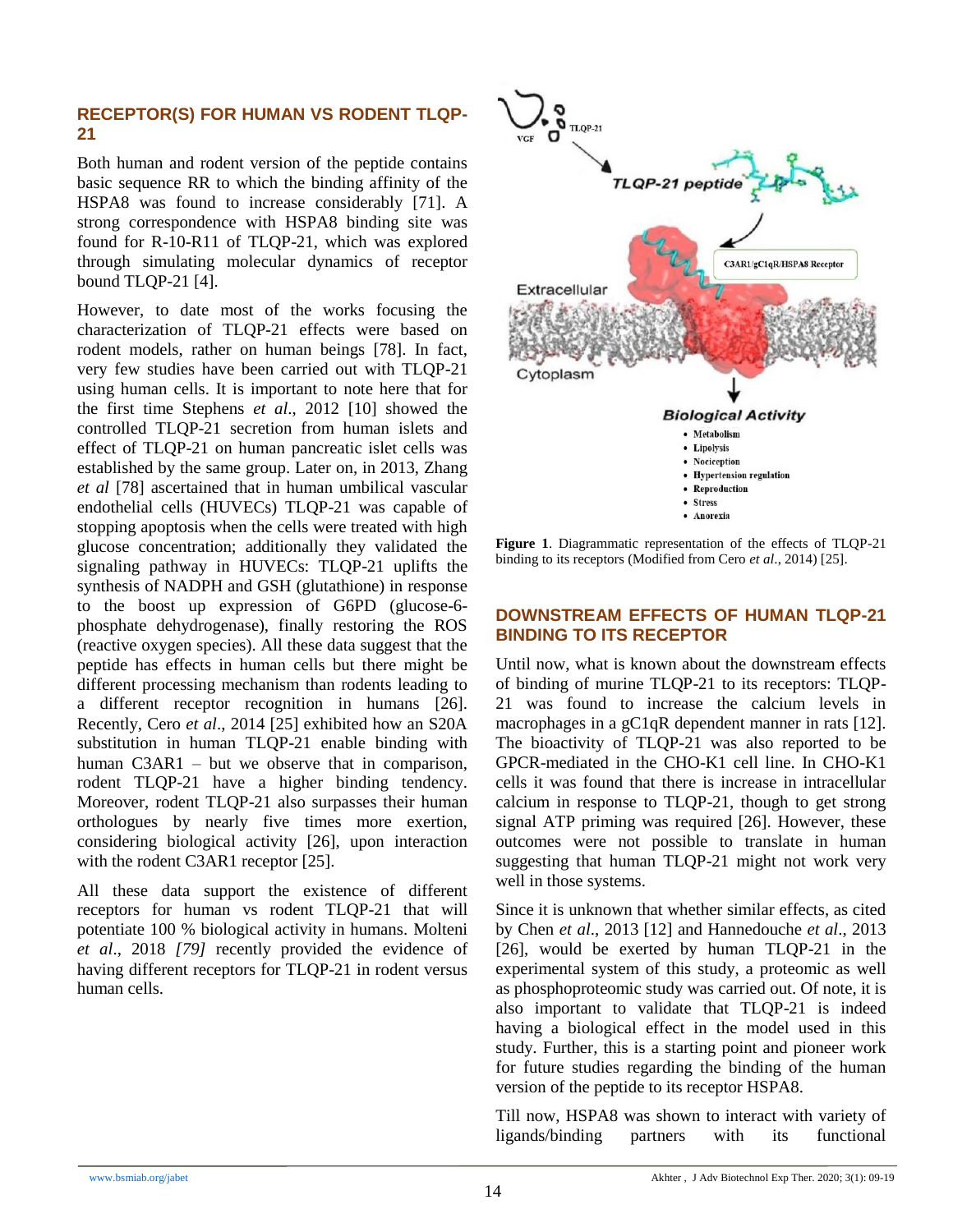## RECEPTOR(S) FOR HUMAN VS RODENT TLQP-21

Both human and rodent version of the peptide contains basic sequence RR to which the binding affinity of the HSPA8 was found to increase considerably [71]. A strong correspondence with HSPA8 binding site was found for R-10-R11 of TLQP-21, which was explored through simulating molecular dynamics of receptor bound TLQP-21 [4].

However, to date most of the works focusing the characterization of TLQP-21 effects were based on rodent models, rather on human beings [78]. In fact, very few studies have been carried out with TLQP-21 using human cells. It is important to note here that for the first time Stephens *et al*., 2012 [10] showed the controlled TLQP-21 secretion from human islets and effect of TLQP-21 on human pancreatic islet cells was established by the same group. Later on, in 2013, Zhang *et al* [78] ascertained that in human umbilical vascular endothelial cells (HUVECs) TLQP-21 was capable of stopping apoptosis when the cells were treated with high glucose concentration; additionally they validated the signaling pathway in HUVECs: TLQP-21 uplifts the synthesis of NADPH and GSH (glutathione) in response to the boost up expression of G6PD (glucose-6-phosphate dehydrogenase), finally restoring the ROS (reactive oxygen species). All these data suggest that the peptide has effects in human cells but there might be different processing mechanism than rodents leading to a different receptor recognition in humans [26]. Recently, Cero *et al*., 2014 [25] exhibited how an S20A substitution in human TLQP-21 enable binding with human C3AR1 – but we observe that in comparison, rodent TLQP-21 have a higher binding tendency. Moreover, rodent TLQP-21 also surpasses their human orthologues by nearly five times more exertion, considering biological activity [26], upon interaction with the rodent C3AR1 receptor [25].

All these data support the existence of different receptors for human vs rodent TLQP-21 that will potentiate 100 % biological activity in humans. Molteni *et al*., 2018 *[79]* recently provided the evidence of having different receptors for TLQP-21 in rodent versus human cells.

Figure 1. Diagrammatic representation of the effects of TLQP-21 binding to its receptors (Modified from Cero *et al*., 2014) [25].

## DOWNSTREAM EFFECTS OF HUMAN TLQP-21 BINDING TO ITS RECEPTOR

Until now, what is known about the downstream effects of binding of murine TLQP-21 to its receptors: TLQP-21 was found to increase the calcium levels in macrophages in a gC1qR dependent manner in rats [12]. The bioactivity of TLQP-21 was also reported to be GPCR-mediated in the CHO-K1 cell line. In CHO-K1 cells it was found that there is increase in intracellular calcium in response to TLQP-21, though to get strong signal ATP priming was required [26]. However, these outcomes were not possible to translate in human suggesting that human TLQP-21 might not work very well in those systems.

Since it is unknown that whether similar effects, as cited by Chen *et al*., 2013 [12] and Hannedouche *et al*., 2013 [26], would be exerted by human TLQP-21 in the experimental system of this study, a proteomic as well as phosphoproteomic study was carried out. Of note, it is also important to validate that TLQP-21 is indeed having a biological effect in the model used in this study. Further, this is a starting point and pioneer work for future studies regarding the binding of the human version of the peptide to its receptor HSPA8.

Till now, HSPA8 was shown to interact with variety of ligands/binding partners with its functional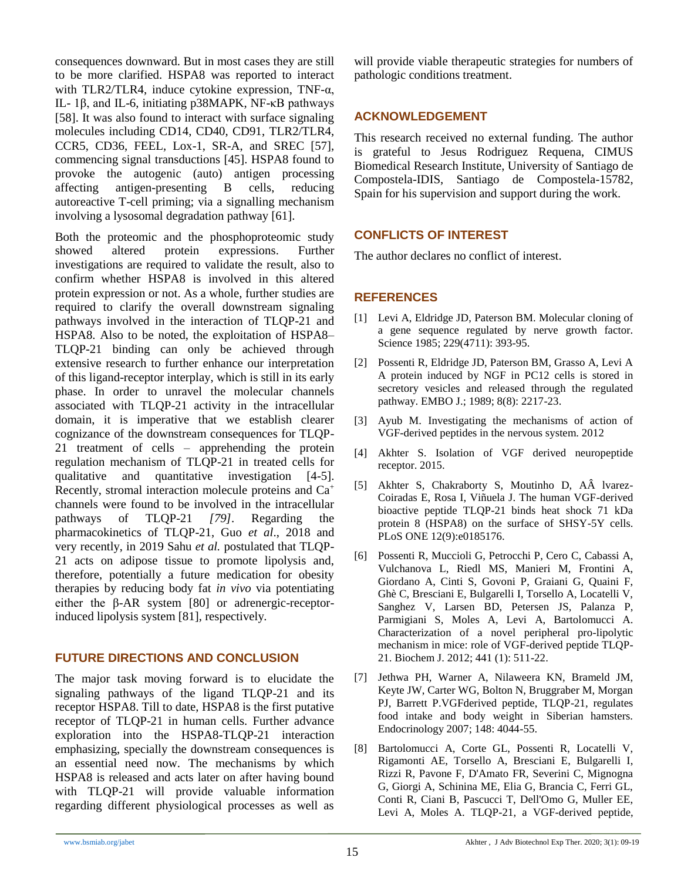consequences downward. But in most cases they are still to be more clarified. HSPA8 was reported to interact with TLR2/TLR4, induce cytokine expression, TNF-α, IL- 1β, and IL-6, initiating p38MAPK, NF-κB pathways [58]. It was also found to interact with surface signaling molecules including CD14, CD40, CD91, TLR2/TLR4, CCR5, CD36, FEEL, Lox-1, SR-A, and SREC [57], commencing signal transductions [45]. HSPA8 found to provoke the autogenic (auto) antigen processing affecting antigen-presenting B cells, reducing autoreactive T-cell priming; via a signalling mechanism involving a lysosomal degradation pathway [61].

Both the proteomic and the phosphoproteomic study showed altered protein expressions. Further investigations are required to validate the result, also to confirm whether HSPA8 is involved in this altered protein expression or not. As a whole, further studies are required to clarify the overall downstream signaling pathways involved in the interaction of TLQP-21 and HSPA8. Also to be noted, the exploitation of HSPA8–TLQP-21 binding can only be achieved through extensive research to further enhance our interpretation of this ligand-receptor interplay, which is still in its early phase. In order to unravel the molecular channels associated with TLQP-21 activity in the intracellular domain, it is imperative that we establish clearer cognizance of the downstream consequences for TLQP-21 treatment of cells – apprehending the protein regulation mechanism of TLQP-21 in treated cells for qualitative and quantitative investigation [4-5]. Recently, stromal interaction molecule proteins and $Ca^{+}$ channels were found to be involved in the intracellular pathways of TLQP-21 *[79]*. Regarding the pharmacokinetics of TLQP-21, Guo *et al*., 2018 and very recently, in 2019 Sahu *et al.* postulated that TLQP-21 acts on adipose tissue to promote lipolysis and, therefore, potentially a future medication for obesity therapies by reducing body fat *in vivo* via potentiating either the β-AR system [80] or adrenergic-receptor-induced lipolysis system [81], respectively.

## FUTURE DIRECTIONS AND CONCLUSION

The major task moving forward is to elucidate the signaling pathways of the ligand TLQP-21 and its receptor HSPA8. Till to date, HSPA8 is the first putative receptor of TLQP-21 in human cells. Further advance exploration into the HSPA8-TLQP-21 interaction emphasizing, specially the downstream consequences is an essential need now. The mechanisms by which HSPA8 is released and acts later on after having bound with TLQP-21 will provide valuable information regarding different physiological processes as well as will provide viable therapeutic strategies for numbers of pathologic conditions treatment.

## ACKNOWLEDGEMENT

This research received no external funding. The author is grateful to Jesus Rodriguez Requena, CIMUS Biomedical Research Institute, University of Santiago de Compostela-IDIS, Santiago de Compostela-15782, Spain for his supervision and support during the work.

## CONFLICTS OF INTEREST

The author declares no conflict of interest.

## REFERENCES

[1] Levi A, Eldridge JD, Paterson BM. Molecular cloning of a gene sequence regulated by nerve growth factor. Science 1985; 229(4711): 393-95.

[2] Possenti R, Eldridge JD, Paterson BM, Grasso A, Levi A A protein induced by NGF in PC12 cells is stored in secretory vesicles and released through the regulated pathway. EMBO J.; 1989; 8(8): 2217-23.

[3] Ayub M. Investigating the mechanisms of action of VGF-derived peptides in the nervous system. 2012

[4] Akhter S. Isolation of VGF derived neuropeptide receptor. 2015.

[5] Akhter S, Chakraborty S, Moutinho D, AÂ lvarez-Coiradas E, Rosa I, Viñuela J. The human VGF-derived bioactive peptide TLQP-21 binds heat shock 71 kDa protein 8 (HSPA8) on the surface of SHSY-5Y cells. PLoS ONE 12(9):e0185176.

[6] Possenti R, Muccioli G, Petrocchi P, Cero C, Cabassi A, Vulchanova L, Riedl MS, Manieri M, Frontini A, Giordano A, Cinti S, Govoni P, Graiani G, Quaini F, Ghè C, Bresciani E, Bulgarelli I, Torsello A, Locatelli V, Sanghez V, Larsen BD, Petersen JS, Palanza P, Parmigiani S, Moles A, Levi A, Bartolomucci A. Characterization of a novel peripheral pro-lipolytic mechanism in mice: role of VGF-derived peptide TLQP-21. Biochem J. 2012; 441 (1): 511-22.

[7] Jethwa PH, Warner A, Nilaweera KN, Brameld JM, Keyte JW, Carter WG, Bolton N, Bruggraber M, Morgan PJ, Barrett P.VGFderived peptide, TLQP-21, regulates food intake and body weight in Siberian hamsters. Endocrinology 2007; 148: 4044-55.

[8] Bartolomucci A, Corte GL, Possenti R, Locatelli V, Rigamonti AE, Torsello A, Bresciani E, Bulgarelli I, Rizzi R, Pavone F, D'Amato FR, Severini C, Mignogna G, Giorgi A, Schinina ME, Elia G, Brancia C, Ferri GL, Conti R, Ciani B, Pascucci T, Dell'Omo G, Muller EE, Levi A, Moles A. TLQP-21, a VGF-derived peptide,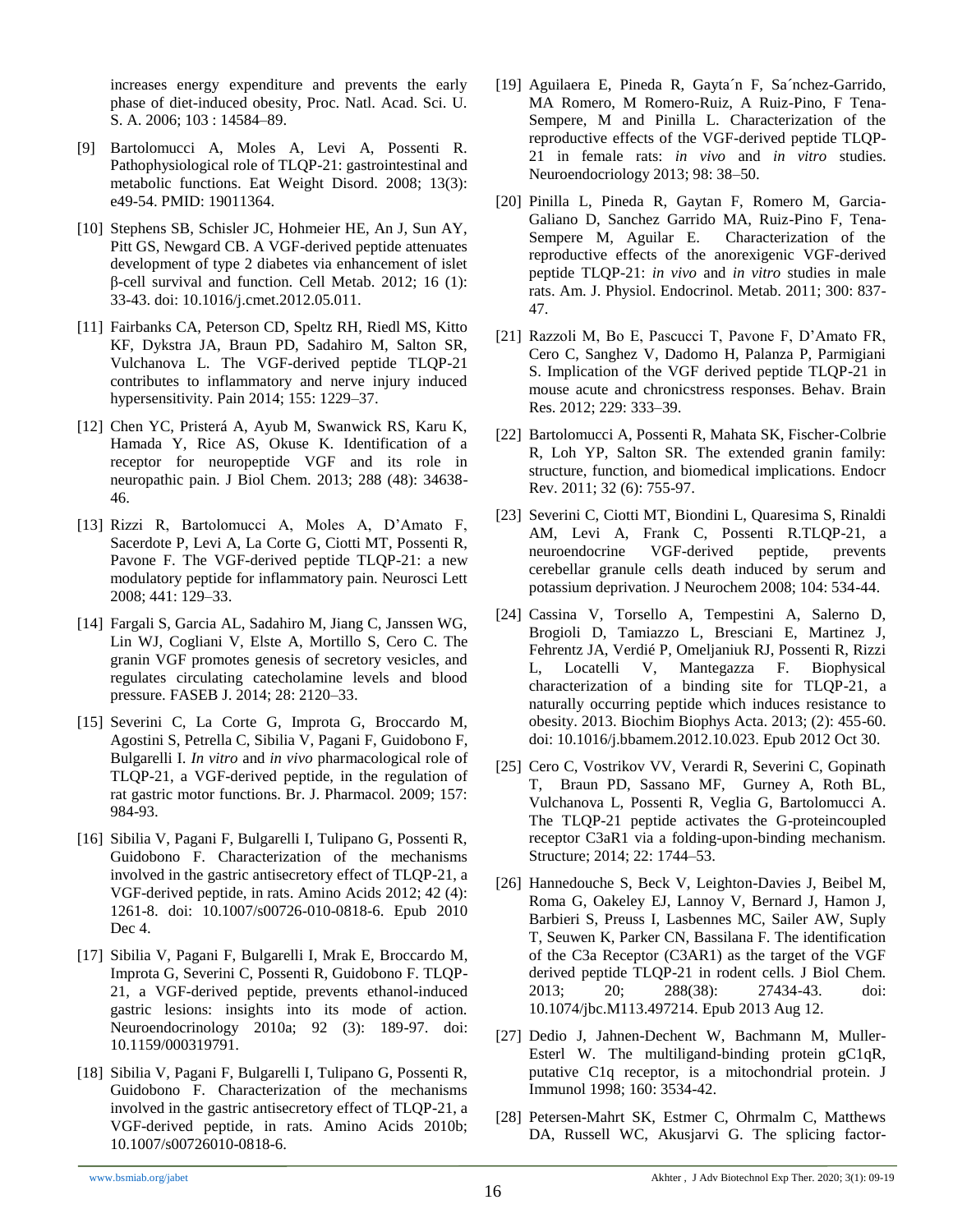increases energy expenditure and prevents the early phase of diet-induced obesity, Proc. Natl. Acad. Sci. U. S. A. 2006; 103 : 14584–89.

[9] Bartolomucci A, Moles A, Levi A, Possenti R. Pathophysiological role of TLQP-21: gastrointestinal and metabolic functions. Eat Weight Disord. 2008; 13(3): e49-54. PMID: 19011364.

[10] Stephens SB, Schisler JC, Hohmeier HE, An J, Sun AY, Pitt GS, Newgard CB. A VGF-derived peptide attenuates development of type 2 diabetes via enhancement of islet β-cell survival and function. Cell Metab. 2012; 16 (1): 33-43. doi: 10.1016/j.cmet.2012.05.011.

[11] Fairbanks CA, Peterson CD, Speltz RH, Riedl MS, Kitto KF, Dykstra JA, Braun PD, Sadahiro M, Salton SR, Vulchanova L. The VGF-derived peptide TLQP-21 contributes to inflammatory and nerve injury induced hypersensitivity. Pain 2014; 155: 1229–37.

[12] Chen YC, Pristerá A, Ayub M, Swanwick RS, Karu K, Hamada Y, Rice AS, Okuse K. Identification of a receptor for neuropeptide VGF and its role in neuropathic pain. J Biol Chem. 2013; 288 (48): 34638-46.

[13] Rizzi R, Bartolomucci A, Moles A, D'Amato F, Sacerdote P, Levi A, La Corte G, Ciotti MT, Possenti R, Pavone F. The VGF-derived peptide TLQP-21: a new modulatory peptide for inflammatory pain. Neurosci Lett 2008; 441: 129–33.

[14] Fargali S, Garcia AL, Sadahiro M, Jiang C, Janssen WG, Lin WJ, Cogliani V, Elste A, Mortillo S, Cero C. The granin VGF promotes genesis of secretory vesicles, and regulates circulating catecholamine levels and blood pressure. FASEB J. 2014; 28: 2120–33.

[15] Severini C, La Corte G, Improta G, Broccardo M, Agostini S, Petrella C, Sibilia V, Pagani F, Guidobono F, Bulgarelli I. *In vitro* and *in vivo* pharmacological role of TLQP-21, a VGF-derived peptide, in the regulation of rat gastric motor functions. Br. J. Pharmacol. 2009; 157: 984-93.

[16] Sibilia V, Pagani F, Bulgarelli I, Tulipano G, Possenti R, Guidobono F. Characterization of the mechanisms involved in the gastric antisecretory effect of TLQP-21, a VGF-derived peptide, in rats. Amino Acids 2012; 42 (4): 1261-8. doi: 10.1007/s00726-010-0818-6. Epub 2010 Dec 4.

[17] Sibilia V, Pagani F, Bulgarelli I, Mrak E, Broccardo M, Improta G, Severini C, Possenti R, Guidobono F. TLQP-21, a VGF-derived peptide, prevents ethanol-induced gastric lesions: insights into its mode of action. Neuroendocrinology 2010a; 92 (3): 189-97. doi: 10.1159/000319791.

[18] Sibilia V, Pagani F, Bulgarelli I, Tulipano G, Possenti R, Guidobono F. Characterization of the mechanisms involved in the gastric antisecretory effect of TLQP-21, a VGF-derived peptide, in rats. Amino Acids 2010b; 10.1007/s00726010-0818-6.

[19] Aguilaera E, Pineda R, Gayta´n F, Sa´nchez-Garrido, MA Romero, M Romero-Ruiz, A Ruiz-Pino, F Tena-Sempere, M and Pinilla L. Characterization of the reproductive effects of the VGF-derived peptide TLQP-21 in female rats: *in vivo* and *in vitro* studies. Neuroendocriology 2013; 98: 38–50.

[20] Pinilla L, Pineda R, Gaytan F, Romero M, Garcia-Galiano D, Sanchez Garrido MA, Ruiz-Pino F, Tena-Sempere M, Aguilar E. Characterization of the reproductive effects of the anorexigenic VGF-derived peptide TLQP-21: *in vivo* and *in vitro* studies in male rats. Am. J. Physiol. Endocrinol. Metab. 2011; 300: 837-47.

[21] Razzoli M, Bo E, Pascucci T, Pavone F, D'Amato FR, Cero C, Sanghez V, Dadomo H, Palanza P, Parmigiani S. Implication of the VGF derived peptide TLQP-21 in mouse acute and chronicstress responses. Behav. Brain Res. 2012; 229: 333–39.

[22] Bartolomucci A, Possenti R, Mahata SK, Fischer-Colbrie R, Loh YP, Salton SR. The extended granin family: structure, function, and biomedical implications. Endocr Rev. 2011; 32 (6): 755-97.

[23] Severini C, Ciotti MT, Biondini L, Quaresima S, Rinaldi AM, Levi A, Frank C, Possenti R.TLQP-21, a neuroendocrine VGF-derived peptide, prevents cerebellar granule cells death induced by serum and potassium deprivation. J Neurochem 2008; 104: 534-44.

[24] Cassina V, Torsello A, Tempestini A, Salerno D, Brogioli D, Tamiazzo L, Bresciani E, Martinez J, Fehrentz JA, Verdié P, Omeljaniuk RJ, Possenti R, Rizzi L, Locatelli V, Mantegazza F. Biophysical characterization of a binding site for TLQP-21, a naturally occurring peptide which induces resistance to obesity. 2013. Biochim Biophys Acta. 2013; (2): 455-60. doi: 10.1016/j.bbamem.2012.10.023. Epub 2012 Oct 30.

[25] Cero C, Vostrikov VV, Verardi R, Severini C, Gopinath T, Braun PD, Sassano MF, Gurney A, Roth BL, Vulchanova L, Possenti R, Veglia G, Bartolomucci A. The TLQP-21 peptide activates the G-proteincoupled receptor C3aR1 via a folding-upon-binding mechanism. Structure; 2014; 22: 1744–53.

[26] Hannedouche S, Beck V, Leighton-Davies J, Beibel M, Roma G, Oakeley EJ, Lannoy V, Bernard J, Hamon J, Barbieri S, Preuss I, Lasbennes MC, Sailer AW, Suply T, Seuwen K, Parker CN, Bassilana F. The identification of the C3a Receptor (C3AR1) as the target of the VGF derived peptide TLQP-21 in rodent cells. J Biol Chem. 2013; 20; 288(38): 27434-43. doi: 10.1074/jbc.M113.497214. Epub 2013 Aug 12.

[27] Dedio J, Jahnen-Dechent W, Bachmann M, Muller-Esterl W. The multiligand-binding protein gC1qR, putative C1q receptor, is a mitochondrial protein. J Immunol 1998; 160: 3534-42.

[28] Petersen-Mahrt SK, Estmer C, Ohrmalm C, Matthews DA, Russell WC, Akusjarvi G. The splicing factor-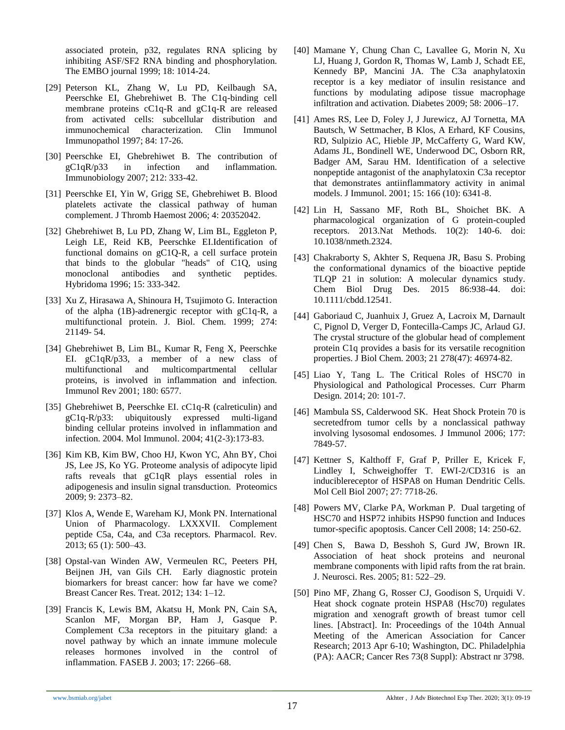associated protein, p32, regulates RNA splicing by inhibiting ASF/SF2 RNA binding and phosphorylation. The EMBO journal 1999; 18: 1014-24.

[29] Peterson KL, Zhang W, Lu PD, Keilbaugh SA, Peerschke EI, Ghebrehiwet B. The C1q-binding cell membrane proteins cC1q-R and gC1q-R are released from activated cells: subcellular distribution and immunochemical characterization. Clin Immunol Immunopathol 1997; 84: 17-26.

[30] Peerschke EI, Ghebrehiwet B. The contribution of gC1qR/p33 in infection and inflammation. Immunobiology 2007; 212: 333-42.

[31] Peerschke EI, Yin W, Grigg SE, Ghebrehiwet B. Blood platelets activate the classical pathway of human complement. J Thromb Haemost 2006; 4: 20352042.

[32] Ghebrehiwet B, Lu PD, Zhang W, Lim BL, Eggleton P, Leigh LE, Reid KB, Peerschke EI.Identification of functional domains on gC1Q-R, a cell surface protein that binds to the globular "heads" of C1Q, using monoclonal antibodies and synthetic peptides. Hybridoma 1996; 15: 333-342.

[33] Xu Z, Hirasawa A, Shinoura H, Tsujimoto G. Interaction of the alpha (1B)-adrenergic receptor with gC1q-R, a multifunctional protein. J. Biol. Chem. 1999; 274: 21149- 54.

[34] Ghebrehiwet B, Lim BL, Kumar R, Feng X, Peerschke EI. gC1qR/p33, a member of a new class of multifunctional and multicompartmental cellular proteins, is involved in inflammation and infection. Immunol Rev 2001; 180: 6577.

[35] Ghebrehiwet B, Peerschke EI. cC1q-R (calreticulin) and gC1q-R/p33: ubiquitously expressed multi-ligand binding cellular proteins involved in inflammation and infection. 2004. Mol Immunol. 2004; 41(2-3):173-83.

[36] Kim KB, Kim BW, Choo HJ, Kwon YC, Ahn BY, Choi JS, Lee JS, Ko YG. Proteome analysis of adipocyte lipid rafts reveals that gC1qR plays essential roles in adipogenesis and insulin signal transduction. Proteomics 2009; 9: 2373–82.

[37] Klos A, Wende E, Wareham KJ, Monk PN. International Union of Pharmacology. LXXXVII. Complement peptide C5a, C4a, and C3a receptors. Pharmacol. Rev. 2013; 65 (1): 500–43.

[38] Opstal-van Winden AW, Vermeulen RC, Peeters PH, Beijnen JH, van Gils CH. Early diagnostic protein biomarkers for breast cancer: how far have we come? Breast Cancer Res. Treat. 2012; 134: 1–12.

[39] Francis K, Lewis BM, Akatsu H, Monk PN, Cain SA, Scanlon MF, Morgan BP, Ham J, Gasque P. Complement C3a receptors in the pituitary gland: a novel pathway by which an innate immune molecule releases hormones involved in the control of inflammation. FASEB J. 2003; 17: 2266–68.

[40] Mamane Y, Chung Chan C, Lavallee G, Morin N, Xu LJ, Huang J, Gordon R, Thomas W, Lamb J, Schadt EE, Kennedy BP, Mancini JA. The C3a anaphylatoxin receptor is a key mediator of insulin resistance and functions by modulating adipose tissue macrophage infiltration and activation. Diabetes 2009; 58: 2006–17.

[41] Ames RS, Lee D, Foley J, J Jurewicz, AJ Tornetta, MA Bautsch, W Settmacher, B Klos, A Erhard, KF Cousins, RD, Sulpizio AC, Hieble JP, McCafferty G, Ward KW, Adams JL, Bondinell WE, Underwood DC, Osborn RR, Badger AM, Sarau HM. Identification of a selective nonpeptide antagonist of the anaphylatoxin C3a receptor that demonstrates antiinflammatory activity in animal models. J Immunol. 2001; 15: 166 (10): 6341-8.

[42] Lin H, Sassano MF, Roth BL, Shoichet BK. A pharmacological organization of G protein-coupled receptors. 2013.Nat Methods. 10(2): 140-6. doi: 10.1038/nmeth.2324.

[43] Chakraborty S, Akhter S, Requena JR, Basu S. Probing the conformational dynamics of the bioactive peptide TLQP 21 in solution: A molecular dynamics study. Chem Biol Drug Des. 2015 86:938-44. doi: 10.1111/cbdd.12541.

[44] Gaboriaud C, Juanhuix J, Gruez A, Lacroix M, Darnault C, Pignol D, Verger D, Fontecilla-Camps JC, Arlaud GJ. The crystal structure of the globular head of complement protein C1q provides a basis for its versatile recognition properties. J Biol Chem. 2003; 21 278(47): 46974-82.

[45] Liao Y, Tang L. The Critical Roles of HSC70 in Physiological and Pathological Processes. Curr Pharm Design. 2014; 20: 101-7.

[46] Mambula SS, Calderwood SK. Heat Shock Protein 70 is secretedfrom tumor cells by a nonclassical pathway involving lysosomal endosomes. J Immunol 2006; 177: 7849-57.

[47] Kettner S, Kalthoff F, Graf P, Priller E, Kricek F, Lindley I, Schweighoffer T. EWI-2/CD316 is an induciblereceptor of HSPA8 on Human Dendritic Cells. Mol Cell Biol 2007; 27: 7718-26.

[48] Powers MV, Clarke PA, Workman P. Dual targeting of HSC70 and HSP72 inhibits HSP90 function and Induces tumor-specific apoptosis. Cancer Cell 2008; 14: 250-62.

[49] Chen S, Bawa D, Besshoh S, Gurd JW, Brown IR. Association of heat shock proteins and neuronal membrane components with lipid rafts from the rat brain. J. Neurosci. Res. 2005; 81: 522–29.

[50] Pino MF, Zhang G, Rosser CJ, Goodison S, Urquidi V. Heat shock cognate protein HSPA8 (Hsc70) regulates migration and xenograft growth of breast tumor cell lines. [Abstract]. In: Proceedings of the 104th Annual Meeting of the American Association for Cancer Research; 2013 Apr 6-10; Washington, DC. Philadelphia (PA): AACR; Cancer Res 73(8 Suppl): Abstract nr 3798.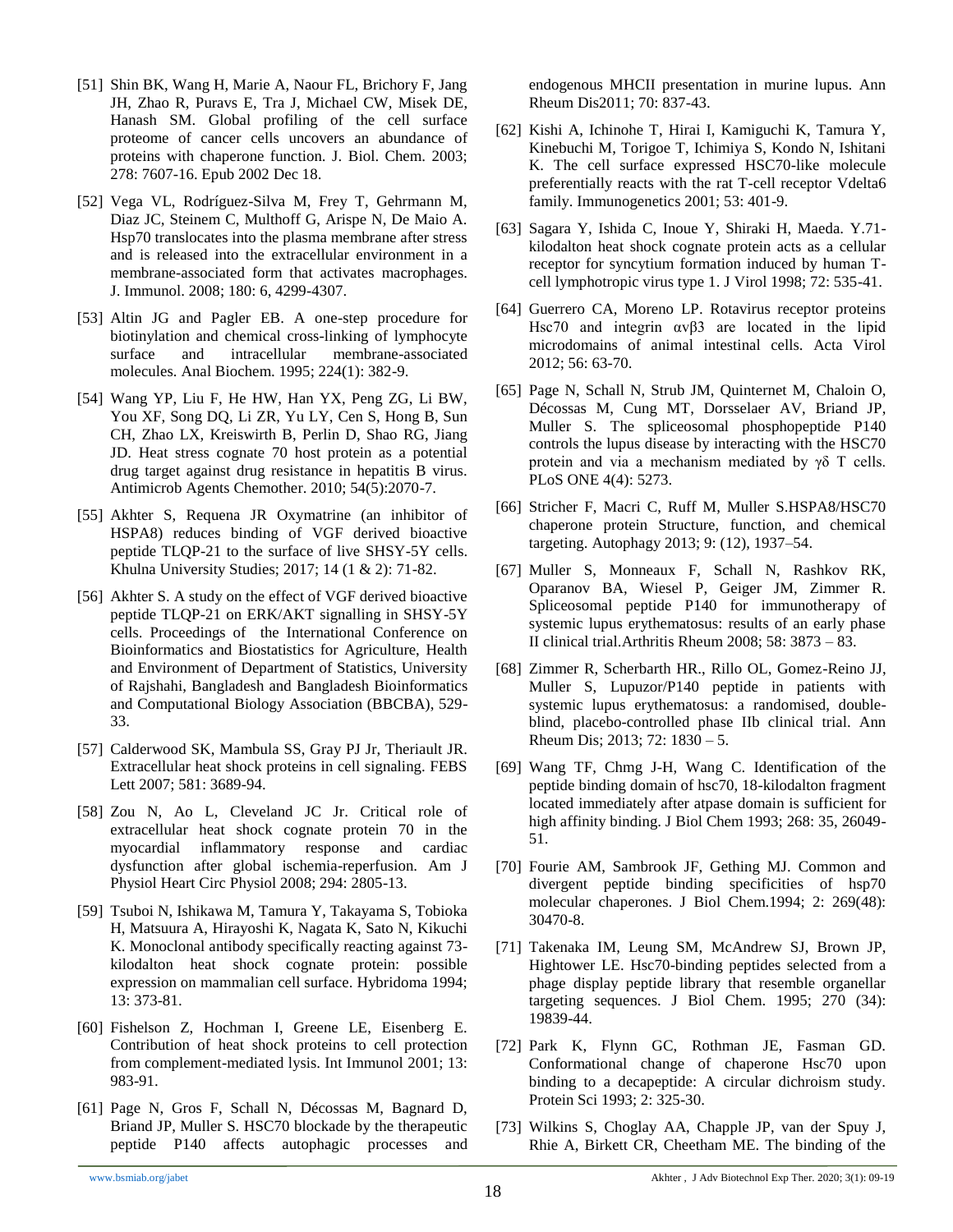[51] Shin BK, Wang H, Marie A, Naour FL, Brichory F, Jang JH, Zhao R, Puravs E, Tra J, Michael CW, Misek DE, Hanash SM. Global profiling of the cell surface proteome of cancer cells uncovers an abundance of proteins with chaperone function. J. Biol. Chem. 2003; 278: 7607-16. Epub 2002 Dec 18.

[52] Vega VL, Rodríguez-Silva M, Frey T, Gehrmann M, Diaz JC, Steinem C, Multhoff G, Arispe N, De Maio A. Hsp70 translocates into the plasma membrane after stress and is released into the extracellular environment in a membrane-associated form that activates macrophages. J. Immunol. 2008; 180: 6, 4299-4307.

[53] Altin JG and Pagler EB. A one-step procedure for biotinylation and chemical cross-linking of lymphocyte surface and intracellular membrane-associated molecules. Anal Biochem. 1995; 224(1): 382-9.

[54] Wang YP, Liu F, He HW, Han YX, Peng ZG, Li BW, You XF, Song DQ, Li ZR, Yu LY, Cen S, Hong B, Sun CH, Zhao LX, Kreiswirth B, Perlin D, Shao RG, Jiang JD. Heat stress cognate 70 host protein as a potential drug target against drug resistance in hepatitis B virus. Antimicrob Agents Chemother. 2010; 54(5):2070-7.

[55] Akhter S, Requena JR Oxymatrine (an inhibitor of HSPA8) reduces binding of VGF derived bioactive peptide TLQP-21 to the surface of live SHSY-5Y cells. Khulna University Studies; 2017; 14 (1 & 2): 71-82.

[56] Akhter S. A study on the effect of VGF derived bioactive peptide TLQP-21 on ERK/AKT signalling in SHSY-5Y cells. Proceedings of the International Conference on Bioinformatics and Biostatistics for Agriculture, Health and Environment of Department of Statistics, University of Rajshahi, Bangladesh and Bangladesh Bioinformatics and Computational Biology Association (BBCBA), 529-33.

[57] Calderwood SK, Mambula SS, Gray PJ Jr, Theriault JR. Extracellular heat shock proteins in cell signaling. FEBS Lett 2007; 581: 3689-94.

[58] Zou N, Ao L, Cleveland JC Jr. Critical role of extracellular heat shock cognate protein 70 in the myocardial inflammatory response and cardiac dysfunction after global ischemia-reperfusion. Am J Physiol Heart Circ Physiol 2008; 294: 2805-13.

[59] Tsuboi N, Ishikawa M, Tamura Y, Takayama S, Tobioka H, Matsuura A, Hirayoshi K, Nagata K, Sato N, Kikuchi K. Monoclonal antibody specifically reacting against 73-kilodalton heat shock cognate protein: possible expression on mammalian cell surface. Hybridoma 1994; 13: 373-81.

[60] Fishelson Z, Hochman I, Greene LE, Eisenberg E. Contribution of heat shock proteins to cell protection from complement-mediated lysis. Int Immunol 2001; 13: 983-91.

[61] Page N, Gros F, Schall N, Décossas M, Bagnard D, Briand JP, Muller S. HSC70 blockade by the therapeutic peptide P140 affects autophagic processes and endogenous MHCII presentation in murine lupus. Ann Rheum Dis2011; 70: 837-43.

[62] Kishi A, Ichinohe T, Hirai I, Kamiguchi K, Tamura Y, Kinebuchi M, Torigoe T, Ichimiya S, Kondo N, Ishitani K. The cell surface expressed HSC70-like molecule preferentially reacts with the rat T-cell receptor Vdelta6 family. Immunogenetics 2001; 53: 401-9.

[63] Sagara Y, Ishida C, Inoue Y, Shiraki H, Maeda. Y.71-kilodalton heat shock cognate protein acts as a cellular receptor for syncytium formation induced by human T-cell lymphotropic virus type 1. J Virol 1998; 72: 535-41.

[64] Guerrero CA, Moreno LP. Rotavirus receptor proteins Hsc70 and integrin $\alpha v\beta 3$ are located in the lipid microdomains of animal intestinal cells. Acta Virol 2012; 56: 63-70.

[65] Page N, Schall N, Strub JM, Quinternet M, Chaloin O, Décossas M, Cung MT, Dorsselaer AV, Briand JP, Muller S. The spliceosomal phosphopeptide P140 controls the lupus disease by interacting with the HSC70 protein and via a mechanism mediated by $\gamma\delta$ T cells. PLoS ONE 4(4): 5273.

[66] Stricher F, Macri C, Ruff M, Muller S.HSPA8/HSC70 chaperone protein Structure, function, and chemical targeting. Autophagy 2013; 9: (12), 1937–54.

[67] Muller S, Monneaux F, Schall N, Rashkov RK, Oparanov BA, Wiesel P, Geiger JM, Zimmer R. Spliceosomal peptide P140 for immunotherapy of systemic lupus erythematosus: results of an early phase II clinical trial.Arthritis Rheum 2008; 58: 3873 – 83.

[68] Zimmer R, Scherbarth HR., Rillo OL, Gomez-Reino JJ, Muller S, Lupuzor/P140 peptide in patients with systemic lupus erythematosus: a randomised, double-blind, placebo-controlled phase IIb clinical trial. Ann Rheum Dis; 2013; 72: 1830 – 5.

[69] Wang TF, Chmg J-H, Wang C. Identification of the peptide binding domain of hsc70, 18-kilodalton fragment located immediately after atpase domain is sufficient for high affinity binding. J Biol Chem 1993; 268: 35, 26049-51.

[70] Fourie AM, Sambrook JF, Gething MJ. Common and divergent peptide binding specificities of hsp70 molecular chaperones. J Biol Chem.1994; 2: 269(48): 30470-8.

[71] Takenaka IM, Leung SM, McAndrew SJ, Brown JP, Hightower LE. Hsc70-binding peptides selected from a phage display peptide library that resemble organellar targeting sequences. J Biol Chem. 1995; 270 (34): 19839-44.

[72] Park K, Flynn GC, Rothman JE, Fasman GD. Conformational change of chaperone Hsc70 upon binding to a decapeptide: A circular dichroism study. Protein Sci 1993; 2: 325-30.

[73] Wilkins S, Choglay AA, Chapple JP, van der Spuy J, Rhie A, Birkett CR, Cheetham ME. The binding of the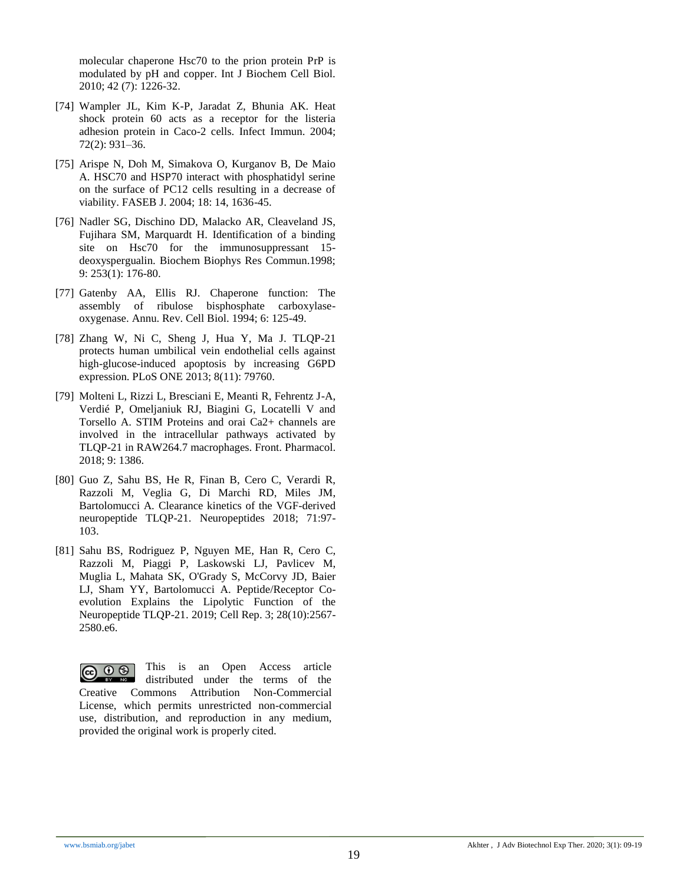molecular chaperone Hsc70 to the prion protein PrP is modulated by pH and copper. Int J Biochem Cell Biol. 2010; 42 (7): 1226-32.

[74] Wampler JL, Kim K-P, Jaradat Z, Bhunia AK. Heat shock protein 60 acts as a receptor for the listeria adhesion protein in Caco-2 cells. Infect Immun. 2004; 72(2): 931–36.

[75] Arispe N, Doh M, Simakova O, Kurganov B, De Maio A. HSC70 and HSP70 interact with phosphatidyl serine on the surface of PC12 cells resulting in a decrease of viability. FASEB J. 2004; 18: 14, 1636-45.

[76] Nadler SG, Dischino DD, Malacko AR, Cleaveland JS, Fujihara SM, Marquardt H. Identification of a binding site on Hsc70 for the immunosuppressant 15-deoxyspergualin. Biochem Biophys Res Commun.1998; 9: 253(1): 176-80.

[77] Gatenby AA, Ellis RJ. Chaperone function: The assembly of ribulose bisphosphate carboxylase-oxygenase. Annu. Rev. Cell Biol. 1994; 6: 125-49.

[78] Zhang W, Ni C, Sheng J, Hua Y, Ma J. TLQP-21 protects human umbilical vein endothelial cells against high-glucose-induced apoptosis by increasing G6PD expression. PLoS ONE 2013; 8(11): 79760.

[79] Molteni L, Rizzi L, Bresciani E, Meanti R, Fehrentz J-A, Verdié P, Omeljaniuk RJ, Biagini G, Locatelli V and Torsello A. STIM Proteins and orai Ca2+ channels are involved in the intracellular pathways activated by TLQP-21 in RAW264.7 macrophages. Front. Pharmacol. 2018; 9: 1386.

[80] Guo Z, Sahu BS, He R, Finan B, Cero C, Verardi R, Razzoli M, Veglia G, Di Marchi RD, Miles JM, Bartolomucci A. Clearance kinetics of the VGF-derived neuropeptide TLQP-21. Neuropeptides 2018; 71:97-103.

[81] Sahu BS, Rodriguez P, Nguyen ME, Han R, Cero C, Razzoli M, Piaggi P, Laskowski LJ, Pavlicev M, Muglia L, Mahata SK, O'Grady S, McCorvy JD, Baier LJ, Sham YY, Bartolomucci A. Peptide/Receptor Co-evolution Explains the Lipolytic Function of the Neuropeptide TLQP-21. 2019; Cell Rep. 3; 28(10):2567-2580.e6.

This is an Open Access article distributed under the terms of the Creative Commons Attribution Non-Commercial License, which permits unrestricted non-commercial use, distribution, and reproduction in any medium, provided the original work is properly cited.